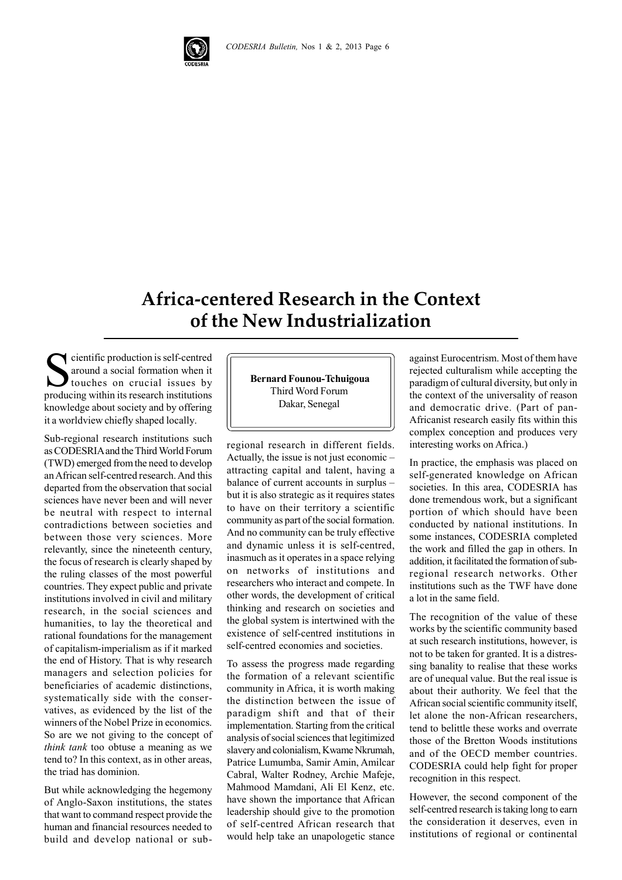# Africa-centered Research in the Context of the New Industrialization

**Bernard Founou-Tchuigoua**
Third Word Forum
Dakar, Senegal

Scientific production is self-centred around a social formation when it touches on crucial issues by producing within its research institutions knowledge about society and by offering it a worldview chiefly shaped locally.

Sub-regional research institutions such as CODESRIA and the Third World Forum (TWD) emerged from the need to develop an African self-centred research. And this departed from the observation that social sciences have never been and will never be neutral with respect to internal contradictions between societies and between those very sciences. More relevantly, since the nineteenth century, the focus of research is clearly shaped by the ruling classes of the most powerful countries. They expect public and private institutions involved in civil and military research, in the social sciences and humanities, to lay the theoretical and rational foundations for the management of capitalism-imperialism as if it marked the end of History. That is why research managers and selection policies for beneficiaries of academic distinctions, systematically side with the conservatives, as evidenced by the list of the winners of the Nobel Prize in economics. So are we not giving to the concept of *think tank* too obtuse a meaning as we tend to? In this context, as in other areas, the triad has dominion.

But while acknowledging the hegemony of Anglo-Saxon institutions, the states that want to command respect provide the human and financial resources needed to build and develop national or sub-regional research in different fields. Actually, the issue is not just economic – attracting capital and talent, having a balance of current accounts in surplus – but it is also strategic as it requires states to have on their territory a scientific community as part of the social formation. And no community can be truly effective and dynamic unless it is self-centred, inasmuch as it operates in a space relying on networks of institutions and researchers who interact and compete. In other words, the development of critical thinking and research on societies and the global system is intertwined with the existence of self-centred institutions in self-centred economies and societies.

To assess the progress made regarding the formation of a relevant scientific community in Africa, it is worth making the distinction between the issue of paradigm shift and that of their implementation. Starting from the critical analysis of social sciences that legitimized slavery and colonialism, Kwame Nkrumah, Patrice Lumumba, Samir Amin, Amilcar Cabral, Walter Rodney, Archie Mafeje, Mahmood Mamdani, Ali El Kenz, etc. have shown the importance that African leadership should give to the promotion of self-centred African research that would help take an unapologetic stance against Eurocentrism. Most of them have rejected culturalism while accepting the paradigm of cultural diversity, but only in the context of the universality of reason and democratic drive. (Part of pan-Africanist research easily fits within this complex conception and produces very interesting works on Africa.)

In practice, the emphasis was placed on self-generated knowledge on African societies. In this area, CODESRIA has done tremendous work, but a significant portion of which should have been conducted by national institutions. In some instances, CODESRIA completed the work and filled the gap in others. In addition, it facilitated the formation of sub-regional research networks. Other institutions such as the TWF have done a lot in the same field.

The recognition of the value of these works by the scientific community based at such research institutions, however, is not to be taken for granted. It is a distressing banality to realise that these works are of unequal value. But the real issue is about their authority. We feel that the African social scientific community itself, let alone the non-African researchers, tend to belittle these works and overrate those of the Bretton Woods institutions and of the OECD member countries. CODESRIA could help fight for proper recognition in this respect.

However, the second component of the self-centred research is taking long to earn the consideration it deserves, even in institutions of regional or continental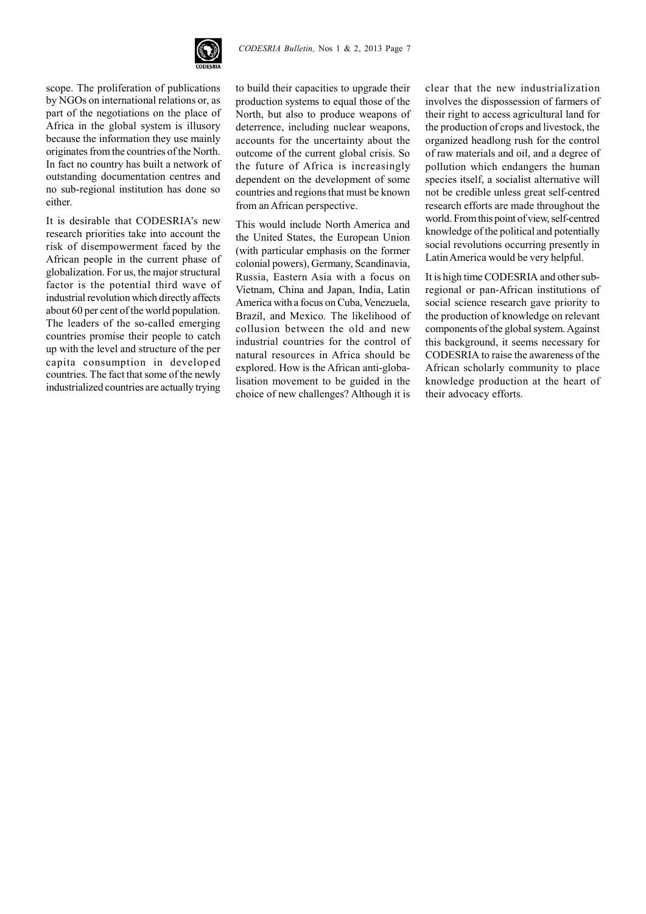scope. The proliferation of publications by NGOs on international relations or, as part of the negotiations on the place of Africa in the global system is illusory because the information they use mainly originates from the countries of the North. In fact no country has built a network of outstanding documentation centres and no sub-regional institution has done so either.

It is desirable that CODESRIA's new research priorities take into account the risk of disempowerment faced by the African people in the current phase of globalization. For us, the major structural factor is the potential third wave of industrial revolution which directly affects about 60 per cent of the world population. The leaders of the so-called emerging countries promise their people to catch up with the level and structure of the per capita consumption in developed countries. The fact that some of the newly industrialized countries are actually trying to build their capacities to upgrade their production systems to equal those of the North, but also to produce weapons of deterrence, including nuclear weapons, accounts for the uncertainty about the outcome of the current global crisis. So the future of Africa is increasingly dependent on the development of some countries and regions that must be known from an African perspective.

This would include North America and the United States, the European Union (with particular emphasis on the former colonial powers), Germany, Scandinavia, Russia, Eastern Asia with a focus on Vietnam, China and Japan, India, Latin America with a focus on Cuba, Venezuela, Brazil, and Mexico. The likelihood of collusion between the old and new industrial countries for the control of natural resources in Africa should be explored. How is the African anti-globalisation movement to be guided in the choice of new challenges? Although it is clear that the new industrialization involves the dispossession of farmers of their right to access agricultural land for the production of crops and livestock, the organized headlong rush for the control of raw materials and oil, and a degree of pollution which endangers the human species itself, a socialist alternative will not be credible unless great self-centred research efforts are made throughout the world. From this point of view, self-centred knowledge of the political and potentially social revolutions occurring presently in Latin America would be very helpful.

It is high time CODESRIA and other sub-regional or pan-African institutions of social science research gave priority to the production of knowledge on relevant components of the global system. Against this background, it seems necessary for CODESRIA to raise the awareness of the African scholarly community to place knowledge production at the heart of their advocacy efforts.